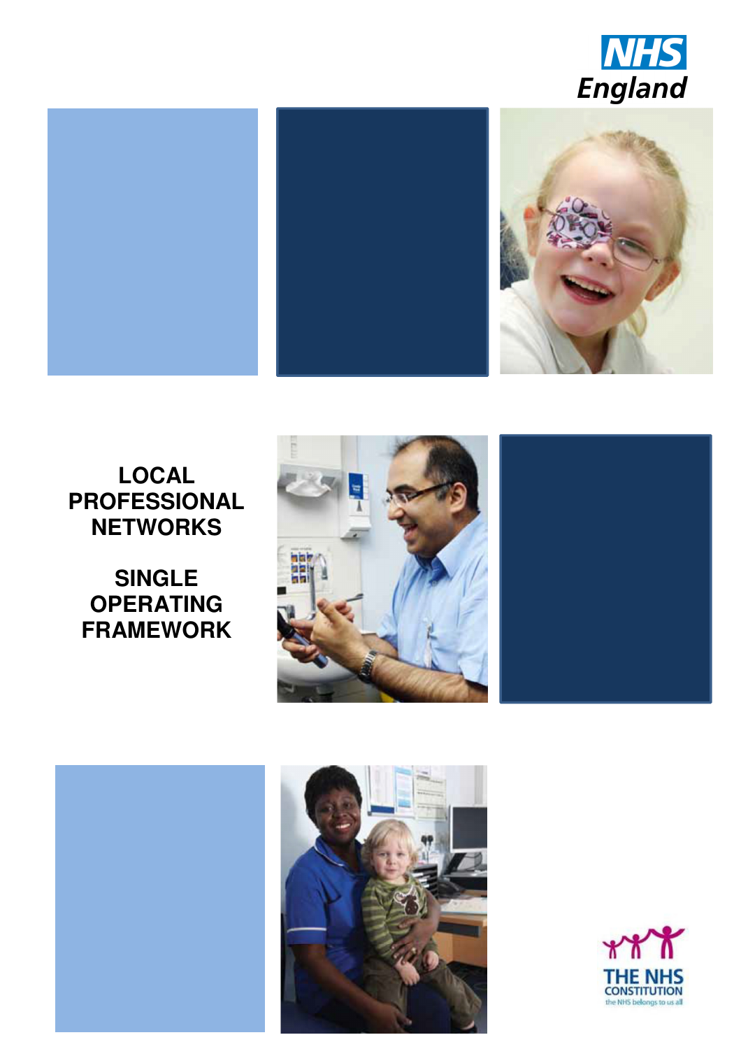NHS England

# LOCAL PROFESSIONAL NETWORKS

# SINGLE OPERATING FRAMEWORK

THE NHS CONSTITUTION
the NHS belongs to us all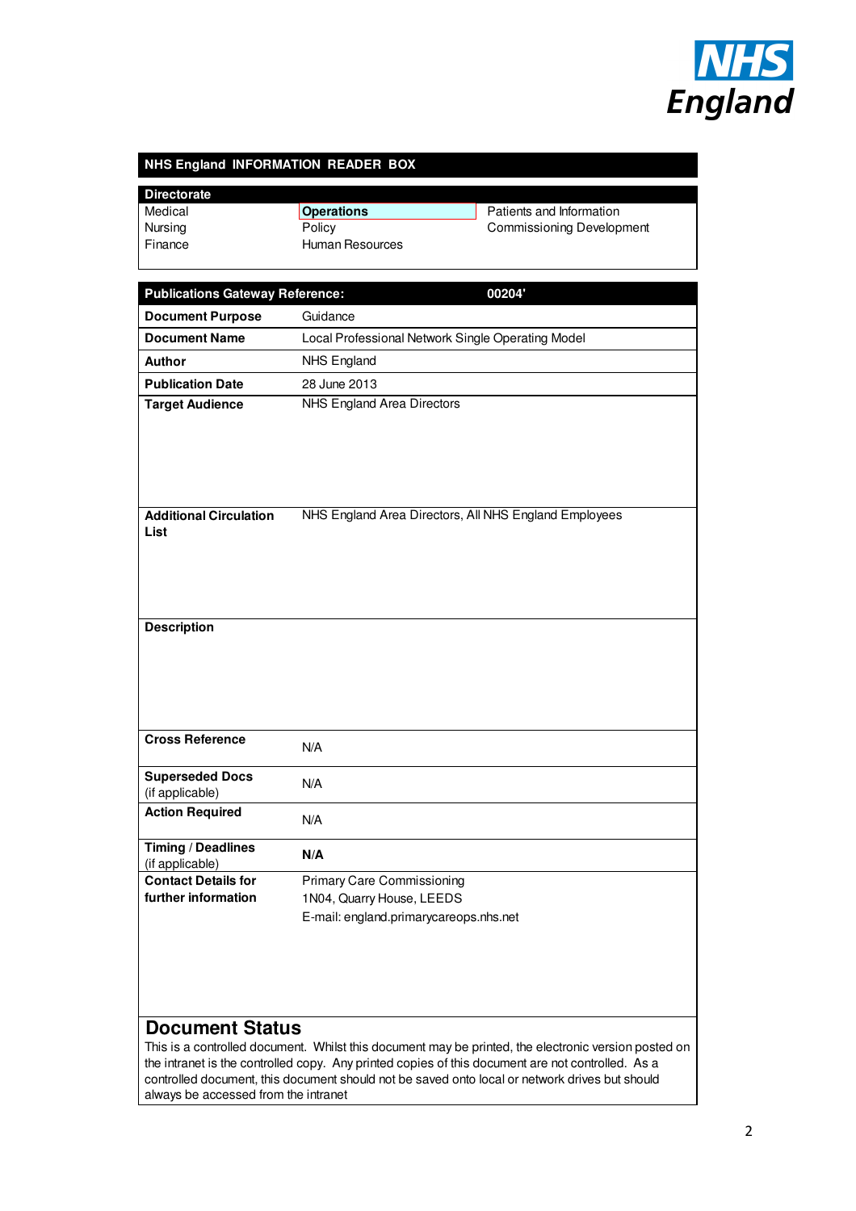NHS England

## NHS England INFORMATION READER BOX

| Directorate | | |
|---|---|---|
| Medical | **Operations** | Patients and Information |
| Nursing | Policy | Commissioning Development |
| Finance | Human Resources | |

| Publications Gateway Reference: | 00204' |
|---|---|
| **Document Purpose** | Guidance |
| **Document Name** | Local Professional Network Single Operating Model |
| **Author** | NHS England |
| **Publication Date** | 28 June 2013 |
| **Target Audience** | NHS England Area Directors |
| **Additional Circulation List** | NHS England Area Directors, All NHS England Employees |
| **Description** | |
| **Cross Reference** | N/A |
| **Superseded Docs** (if applicable) | N/A |
| **Action Required** | N/A |
| **Timing / Deadlines** (if applicable) | **N/A** |
| **Contact Details for further information** | Primary Care Commissioning<br>1N04, Quarry House, LEEDS<br>E-mail: england.primarycareops.nhs.net |

## Document Status

This is a controlled document. Whilst this document may be printed, the electronic version posted on the intranet is the controlled copy. Any printed copies of this document are not controlled. As a controlled document, this document should not be saved onto local or network drives but should always be accessed from the intranet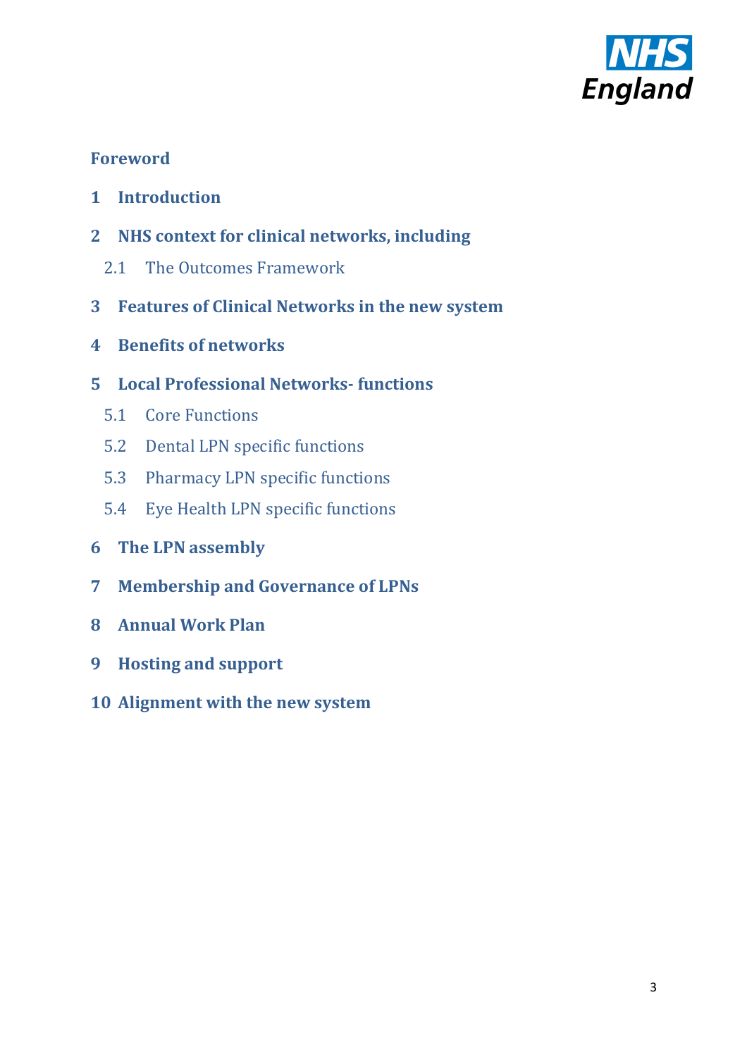**Foreword**

**1 Introduction**

**2 NHS context for clinical networks, including**

- 2.1 The Outcomes Framework

**3 Features of Clinical Networks in the new system**

**4 Benefits of networks**

**5 Local Professional Networks- functions**

- 5.1 Core Functions
- 5.2 Dental LPN specific functions
- 5.3 Pharmacy LPN specific functions
- 5.4 Eye Health LPN specific functions

**6 The LPN assembly**

**7 Membership and Governance of LPNs**

**8 Annual Work Plan**

**9 Hosting and support**

**10 Alignment with the new system**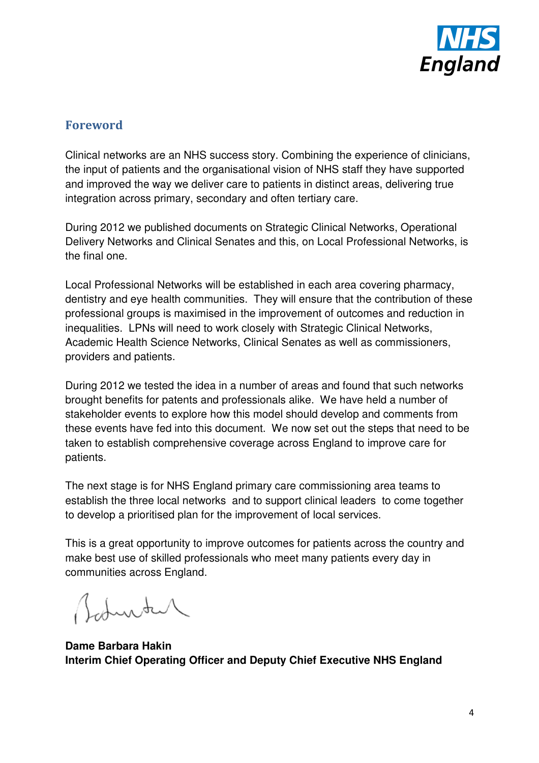## Foreword

Clinical networks are an NHS success story. Combining the experience of clinicians, the input of patients and the organisational vision of NHS staff they have supported and improved the way we deliver care to patients in distinct areas, delivering true integration across primary, secondary and often tertiary care.

During 2012 we published documents on Strategic Clinical Networks, Operational Delivery Networks and Clinical Senates and this, on Local Professional Networks, is the final one.

Local Professional Networks will be established in each area covering pharmacy, dentistry and eye health communities. They will ensure that the contribution of these professional groups is maximised in the improvement of outcomes and reduction in inequalities. LPNs will need to work closely with Strategic Clinical Networks, Academic Health Science Networks, Clinical Senates as well as commissioners, providers and patients.

During 2012 we tested the idea in a number of areas and found that such networks brought benefits for patents and professionals alike. We have held a number of stakeholder events to explore how this model should develop and comments from these events have fed into this document. We now set out the steps that need to be taken to establish comprehensive coverage across England to improve care for patients.

The next stage is for NHS England primary care commissioning area teams to establish the three local networks and to support clinical leaders to come together to develop a prioritised plan for the improvement of local services.

This is a great opportunity to improve outcomes for patients across the country and make best use of skilled professionals who meet many patients every day in communities across England.

**Dame Barbara Hakin**
**Interim Chief Operating Officer and Deputy Chief Executive NHS England**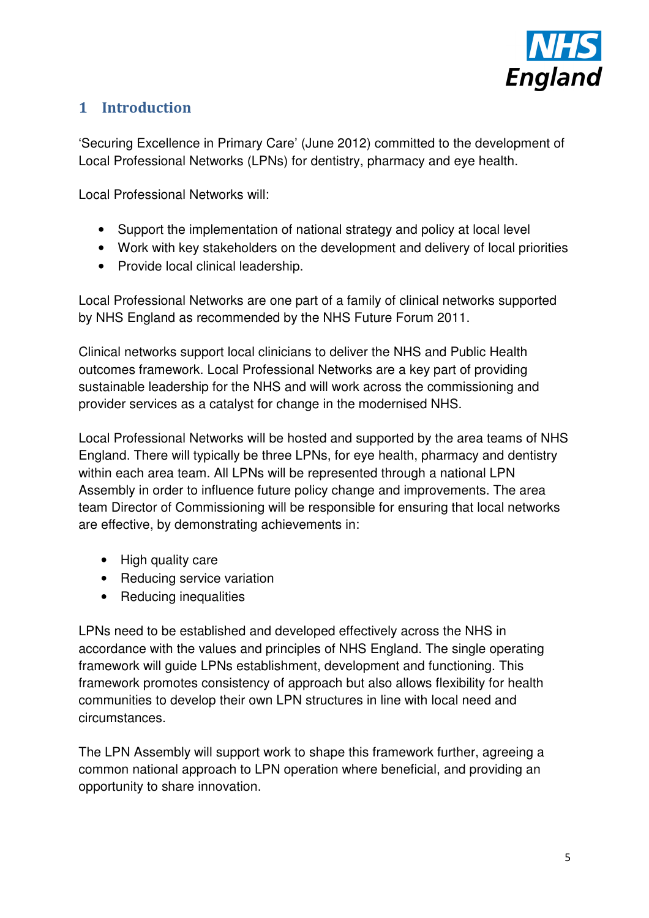# 1 Introduction

'Securing Excellence in Primary Care' (June 2012) committed to the development of Local Professional Networks (LPNs) for dentistry, pharmacy and eye health.

Local Professional Networks will:

- Support the implementation of national strategy and policy at local level
- Work with key stakeholders on the development and delivery of local priorities
- Provide local clinical leadership.

Local Professional Networks are one part of a family of clinical networks supported by NHS England as recommended by the NHS Future Forum 2011.

Clinical networks support local clinicians to deliver the NHS and Public Health outcomes framework. Local Professional Networks are a key part of providing sustainable leadership for the NHS and will work across the commissioning and provider services as a catalyst for change in the modernised NHS.

Local Professional Networks will be hosted and supported by the area teams of NHS England. There will typically be three LPNs, for eye health, pharmacy and dentistry within each area team. All LPNs will be represented through a national LPN Assembly in order to influence future policy change and improvements. The area team Director of Commissioning will be responsible for ensuring that local networks are effective, by demonstrating achievements in:

- High quality care
- Reducing service variation
- Reducing inequalities

LPNs need to be established and developed effectively across the NHS in accordance with the values and principles of NHS England. The single operating framework will guide LPNs establishment, development and functioning. This framework promotes consistency of approach but also allows flexibility for health communities to develop their own LPN structures in line with local need and circumstances.

The LPN Assembly will support work to shape this framework further, agreeing a common national approach to LPN operation where beneficial, and providing an opportunity to share innovation.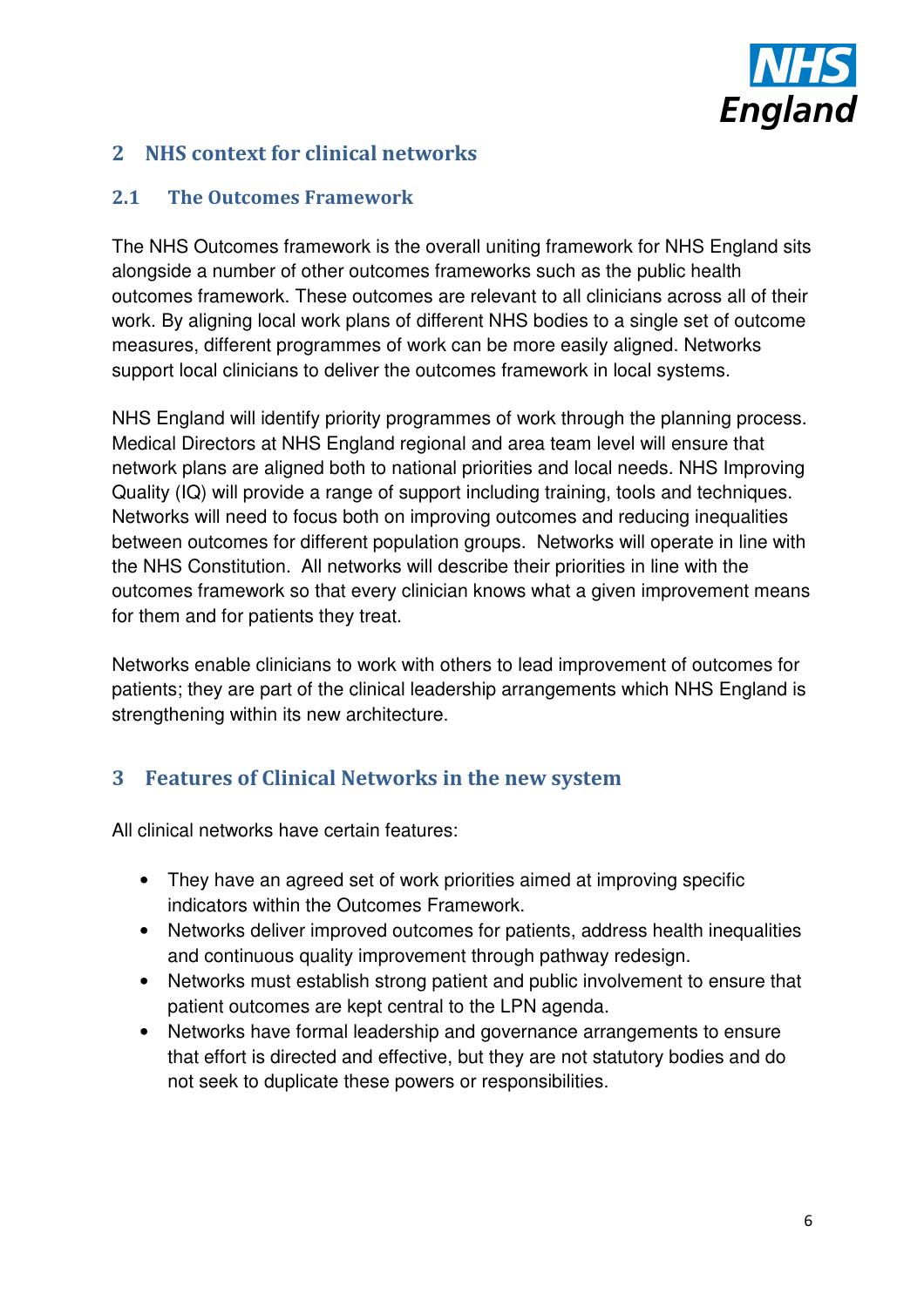## 2 NHS context for clinical networks

### 2.1 The Outcomes Framework

The NHS Outcomes framework is the overall uniting framework for NHS England sits alongside a number of other outcomes frameworks such as the public health outcomes framework. These outcomes are relevant to all clinicians across all of their work. By aligning local work plans of different NHS bodies to a single set of outcome measures, different programmes of work can be more easily aligned. Networks support local clinicians to deliver the outcomes framework in local systems.

NHS England will identify priority programmes of work through the planning process. Medical Directors at NHS England regional and area team level will ensure that network plans are aligned both to national priorities and local needs. NHS Improving Quality (IQ) will provide a range of support including training, tools and techniques. Networks will need to focus both on improving outcomes and reducing inequalities between outcomes for different population groups. Networks will operate in line with the NHS Constitution. All networks will describe their priorities in line with the outcomes framework so that every clinician knows what a given improvement means for them and for patients they treat.

Networks enable clinicians to work with others to lead improvement of outcomes for patients; they are part of the clinical leadership arrangements which NHS England is strengthening within its new architecture.

## 3 Features of Clinical Networks in the new system

All clinical networks have certain features:

- They have an agreed set of work priorities aimed at improving specific indicators within the Outcomes Framework.
- Networks deliver improved outcomes for patients, address health inequalities and continuous quality improvement through pathway redesign.
- Networks must establish strong patient and public involvement to ensure that patient outcomes are kept central to the LPN agenda.
- Networks have formal leadership and governance arrangements to ensure that effort is directed and effective, but they are not statutory bodies and do not seek to duplicate these powers or responsibilities.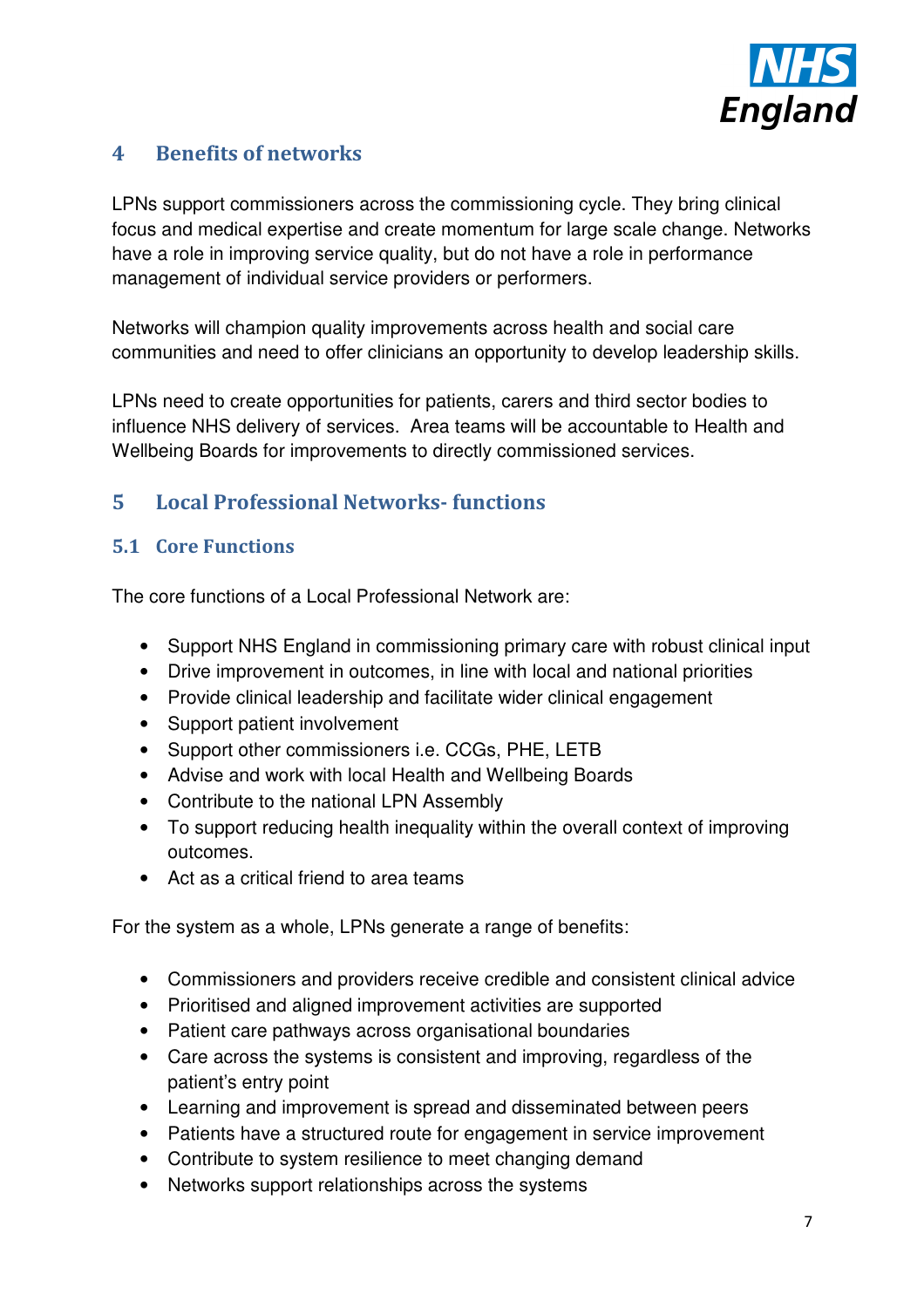## 4 Benefits of networks

LPNs support commissioners across the commissioning cycle. They bring clinical focus and medical expertise and create momentum for large scale change. Networks have a role in improving service quality, but do not have a role in performance management of individual service providers or performers.

Networks will champion quality improvements across health and social care communities and need to offer clinicians an opportunity to develop leadership skills.

LPNs need to create opportunities for patients, carers and third sector bodies to influence NHS delivery of services. Area teams will be accountable to Health and Wellbeing Boards for improvements to directly commissioned services.

## 5 Local Professional Networks- functions

### 5.1 Core Functions

The core functions of a Local Professional Network are:

- Support NHS England in commissioning primary care with robust clinical input
- Drive improvement in outcomes, in line with local and national priorities
- Provide clinical leadership and facilitate wider clinical engagement
- Support patient involvement
- Support other commissioners i.e. CCGs, PHE, LETB
- Advise and work with local Health and Wellbeing Boards
- Contribute to the national LPN Assembly
- To support reducing health inequality within the overall context of improving outcomes.
- Act as a critical friend to area teams

For the system as a whole, LPNs generate a range of benefits:

- Commissioners and providers receive credible and consistent clinical advice
- Prioritised and aligned improvement activities are supported
- Patient care pathways across organisational boundaries
- Care across the systems is consistent and improving, regardless of the patient's entry point
- Learning and improvement is spread and disseminated between peers
- Patients have a structured route for engagement in service improvement
- Contribute to system resilience to meet changing demand
- Networks support relationships across the systems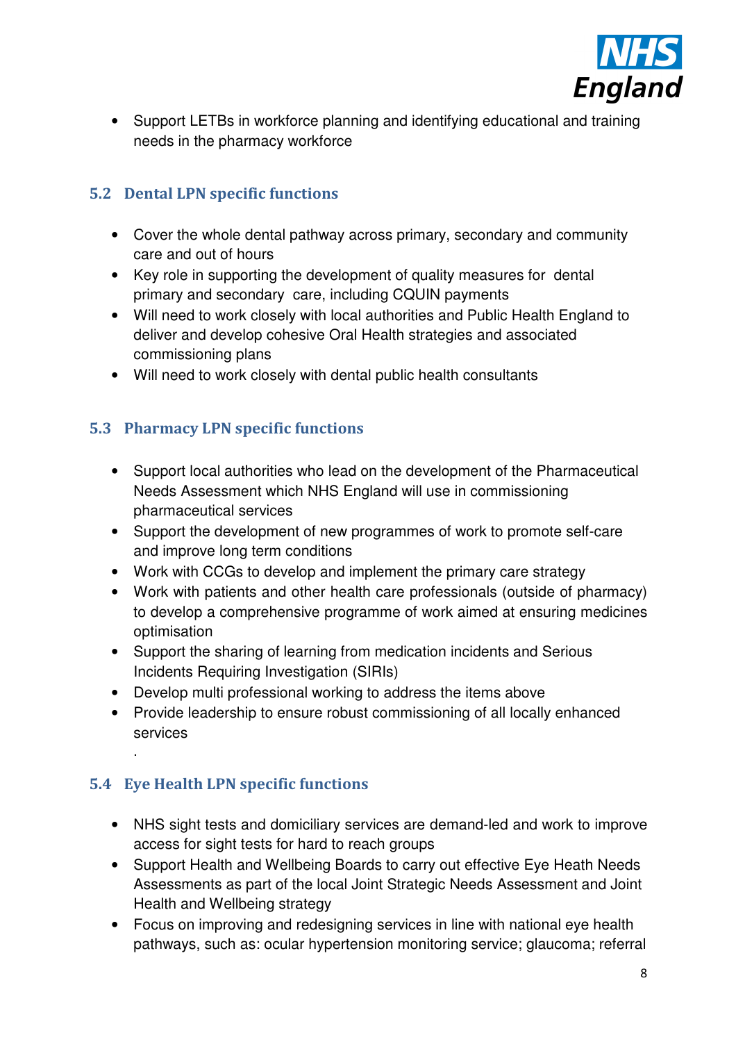- Support LETBs in workforce planning and identifying educational and training needs in the pharmacy workforce

### 5.2 Dental LPN specific functions

- Cover the whole dental pathway across primary, secondary and community care and out of hours
- Key role in supporting the development of quality measures for dental primary and secondary care, including CQUIN payments
- Will need to work closely with local authorities and Public Health England to deliver and develop cohesive Oral Health strategies and associated commissioning plans
- Will need to work closely with dental public health consultants

### 5.3 Pharmacy LPN specific functions

- Support local authorities who lead on the development of the Pharmaceutical Needs Assessment which NHS England will use in commissioning pharmaceutical services
- Support the development of new programmes of work to promote self-care and improve long term conditions
- Work with CCGs to develop and implement the primary care strategy
- Work with patients and other health care professionals (outside of pharmacy) to develop a comprehensive programme of work aimed at ensuring medicines optimisation
- Support the sharing of learning from medication incidents and Serious Incidents Requiring Investigation (SIRIs)
- Develop multi professional working to address the items above
- Provide leadership to ensure robust commissioning of all locally enhanced services

.

### 5.4 Eye Health LPN specific functions

- NHS sight tests and domiciliary services are demand-led and work to improve access for sight tests for hard to reach groups
- Support Health and Wellbeing Boards to carry out effective Eye Heath Needs Assessments as part of the local Joint Strategic Needs Assessment and Joint Health and Wellbeing strategy
- Focus on improving and redesigning services in line with national eye health pathways, such as: ocular hypertension monitoring service; glaucoma; referral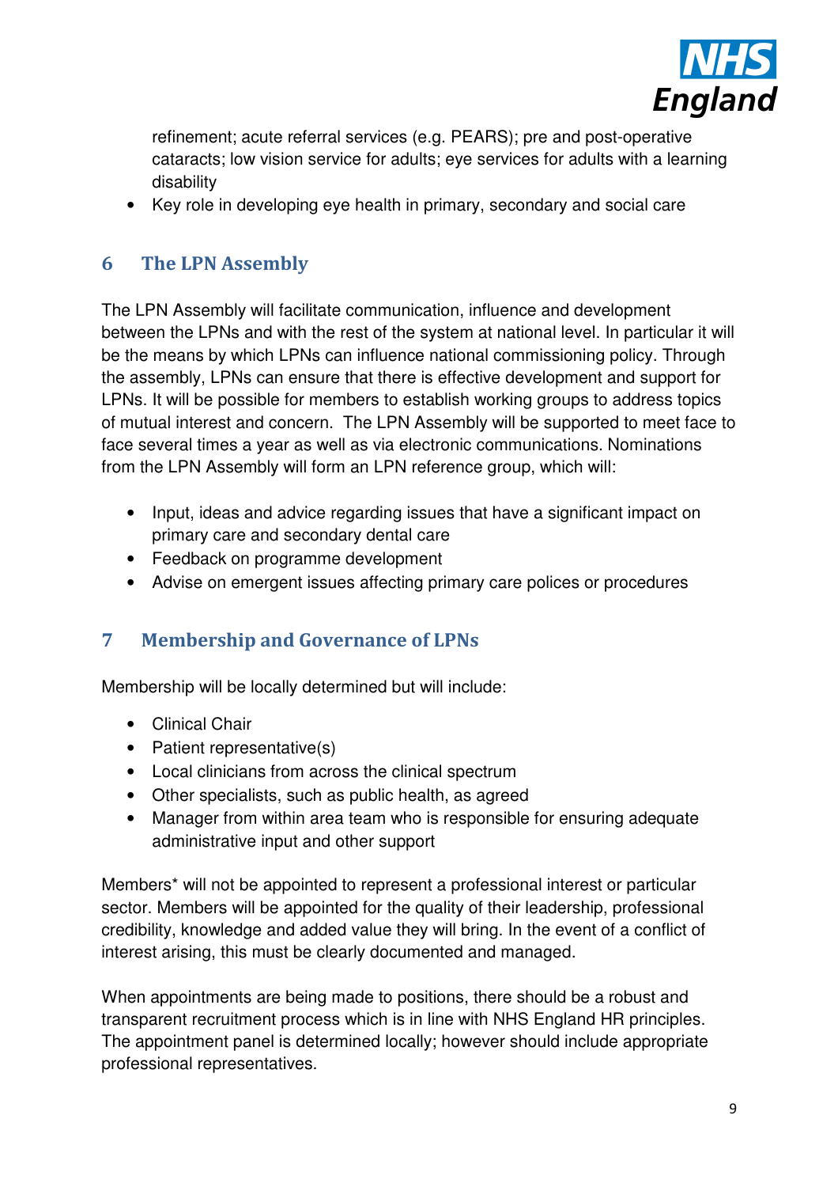refinement; acute referral services (e.g. PEARS); pre and post-operative cataracts; low vision service for adults; eye services for adults with a learning disability
- Key role in developing eye health in primary, secondary and social care

## 6 The LPN Assembly

The LPN Assembly will facilitate communication, influence and development between the LPNs and with the rest of the system at national level. In particular it will be the means by which LPNs can influence national commissioning policy. Through the assembly, LPNs can ensure that there is effective development and support for LPNs. It will be possible for members to establish working groups to address topics of mutual interest and concern. The LPN Assembly will be supported to meet face to face several times a year as well as via electronic communications. Nominations from the LPN Assembly will form an LPN reference group, which will:

- Input, ideas and advice regarding issues that have a significant impact on primary care and secondary dental care
- Feedback on programme development
- Advise on emergent issues affecting primary care polices or procedures

## 7 Membership and Governance of LPNs

Membership will be locally determined but will include:

- Clinical Chair
- Patient representative(s)
- Local clinicians from across the clinical spectrum
- Other specialists, such as public health, as agreed
- Manager from within area team who is responsible for ensuring adequate administrative input and other support

Members* will not be appointed to represent a professional interest or particular sector. Members will be appointed for the quality of their leadership, professional credibility, knowledge and added value they will bring. In the event of a conflict of interest arising, this must be clearly documented and managed.

When appointments are being made to positions, there should be a robust and transparent recruitment process which is in line with NHS England HR principles. The appointment panel is determined locally; however should include appropriate professional representatives.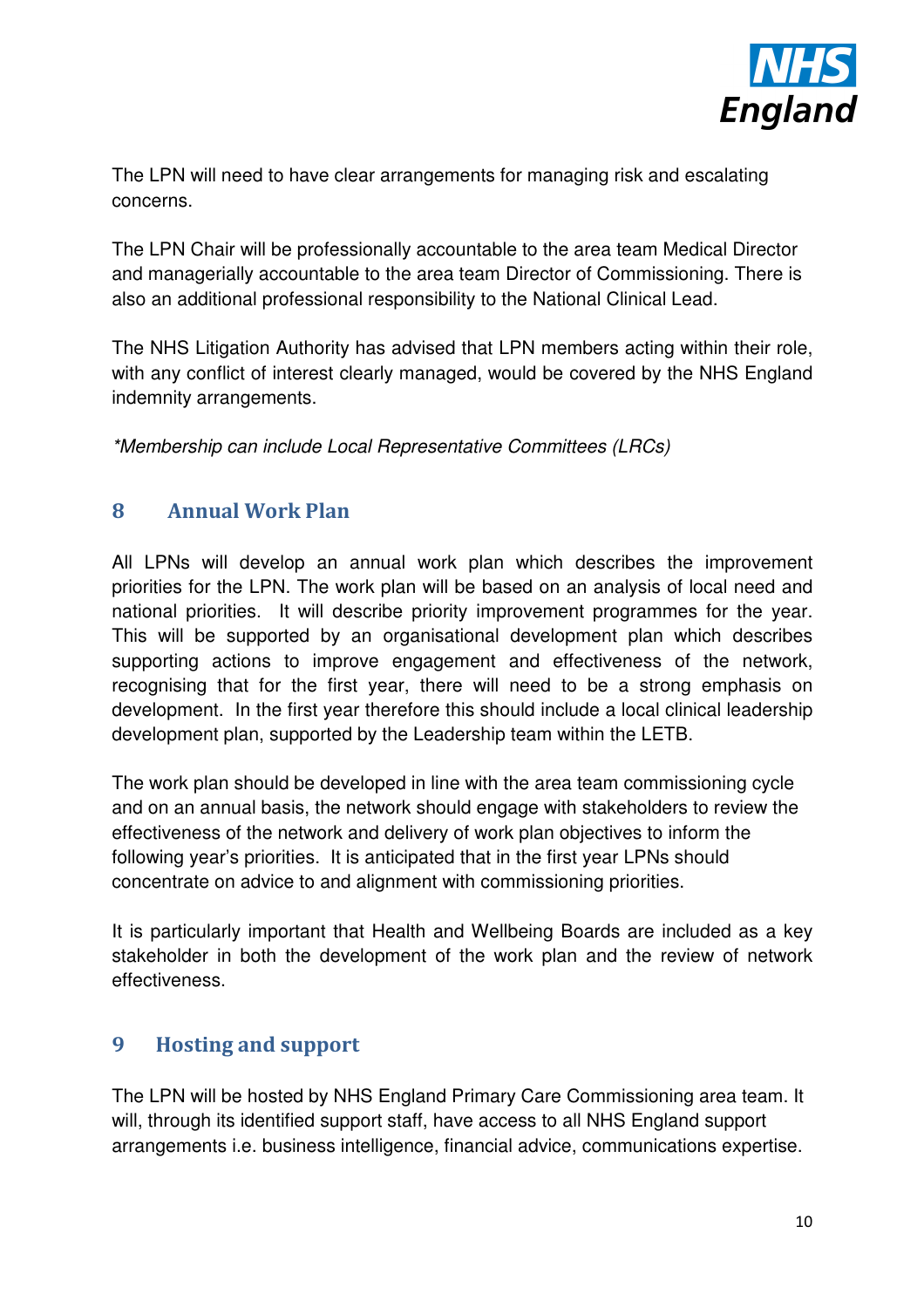The LPN will need to have clear arrangements for managing risk and escalating concerns.

The LPN Chair will be professionally accountable to the area team Medical Director and managerially accountable to the area team Director of Commissioning. There is also an additional professional responsibility to the National Clinical Lead.

The NHS Litigation Authority has advised that LPN members acting within their role, with any conflict of interest clearly managed, would be covered by the NHS England indemnity arrangements.

**Membership can include Local Representative Committees (LRCs)*

## 8 Annual Work Plan

All LPNs will develop an annual work plan which describes the improvement priorities for the LPN. The work plan will be based on an analysis of local need and national priorities. It will describe priority improvement programmes for the year. This will be supported by an organisational development plan which describes supporting actions to improve engagement and effectiveness of the network, recognising that for the first year, there will need to be a strong emphasis on development. In the first year therefore this should include a local clinical leadership development plan, supported by the Leadership team within the LETB.

The work plan should be developed in line with the area team commissioning cycle and on an annual basis, the network should engage with stakeholders to review the effectiveness of the network and delivery of work plan objectives to inform the following year's priorities. It is anticipated that in the first year LPNs should concentrate on advice to and alignment with commissioning priorities.

It is particularly important that Health and Wellbeing Boards are included as a key stakeholder in both the development of the work plan and the review of network effectiveness.

## 9 Hosting and support

The LPN will be hosted by NHS England Primary Care Commissioning area team. It will, through its identified support staff, have access to all NHS England support arrangements i.e. business intelligence, financial advice, communications expertise.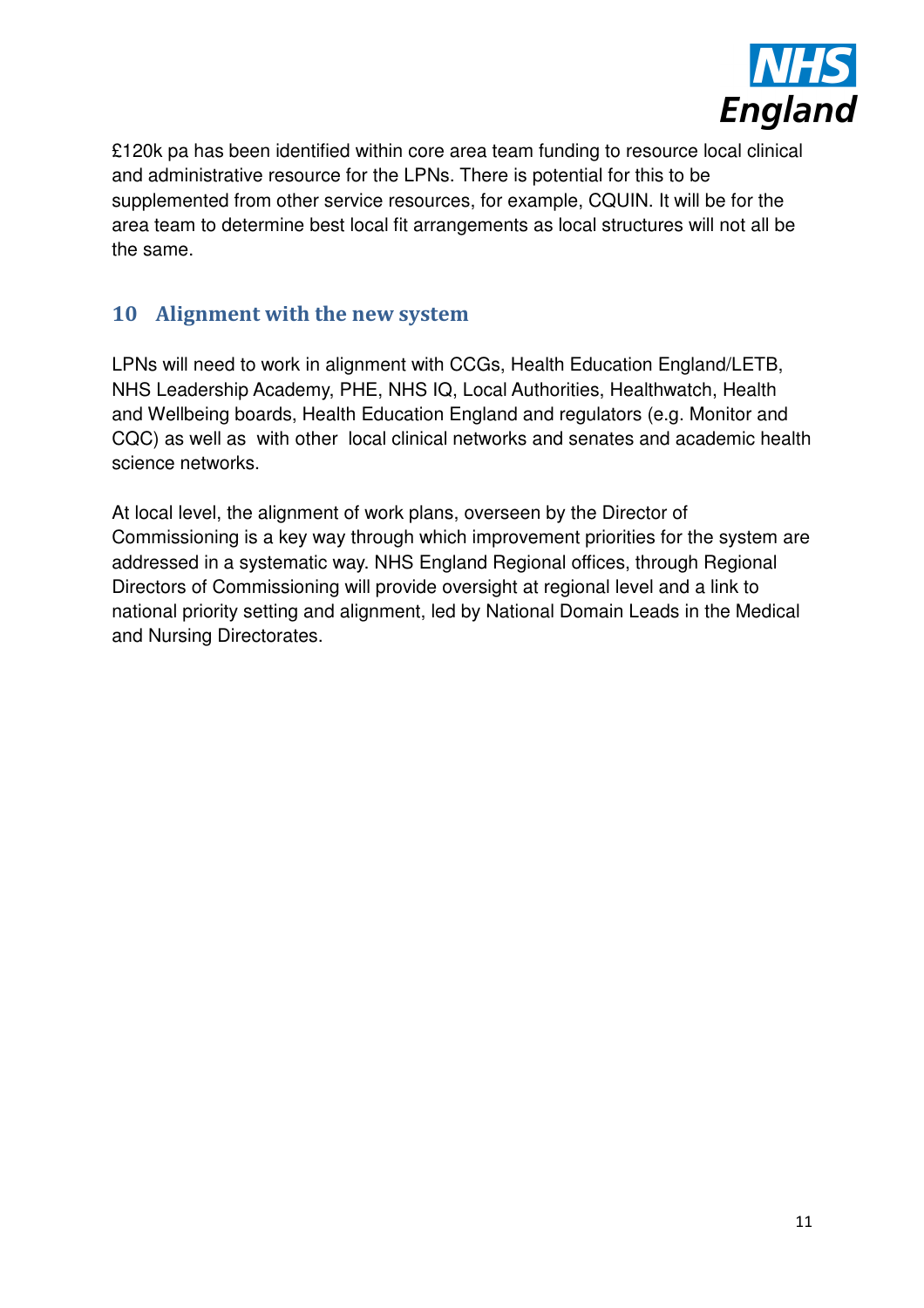£120k pa has been identified within core area team funding to resource local clinical and administrative resource for the LPNs. There is potential for this to be supplemented from other service resources, for example, CQUIN. It will be for the area team to determine best local fit arrangements as local structures will not all be the same.

## 10 Alignment with the new system

LPNs will need to work in alignment with CCGs, Health Education England/LETB, NHS Leadership Academy, PHE, NHS IQ, Local Authorities, Healthwatch, Health and Wellbeing boards, Health Education England and regulators (e.g. Monitor and CQC) as well as with other local clinical networks and senates and academic health science networks.

At local level, the alignment of work plans, overseen by the Director of Commissioning is a key way through which improvement priorities for the system are addressed in a systematic way. NHS England Regional offices, through Regional Directors of Commissioning will provide oversight at regional level and a link to national priority setting and alignment, led by National Domain Leads in the Medical and Nursing Directorates.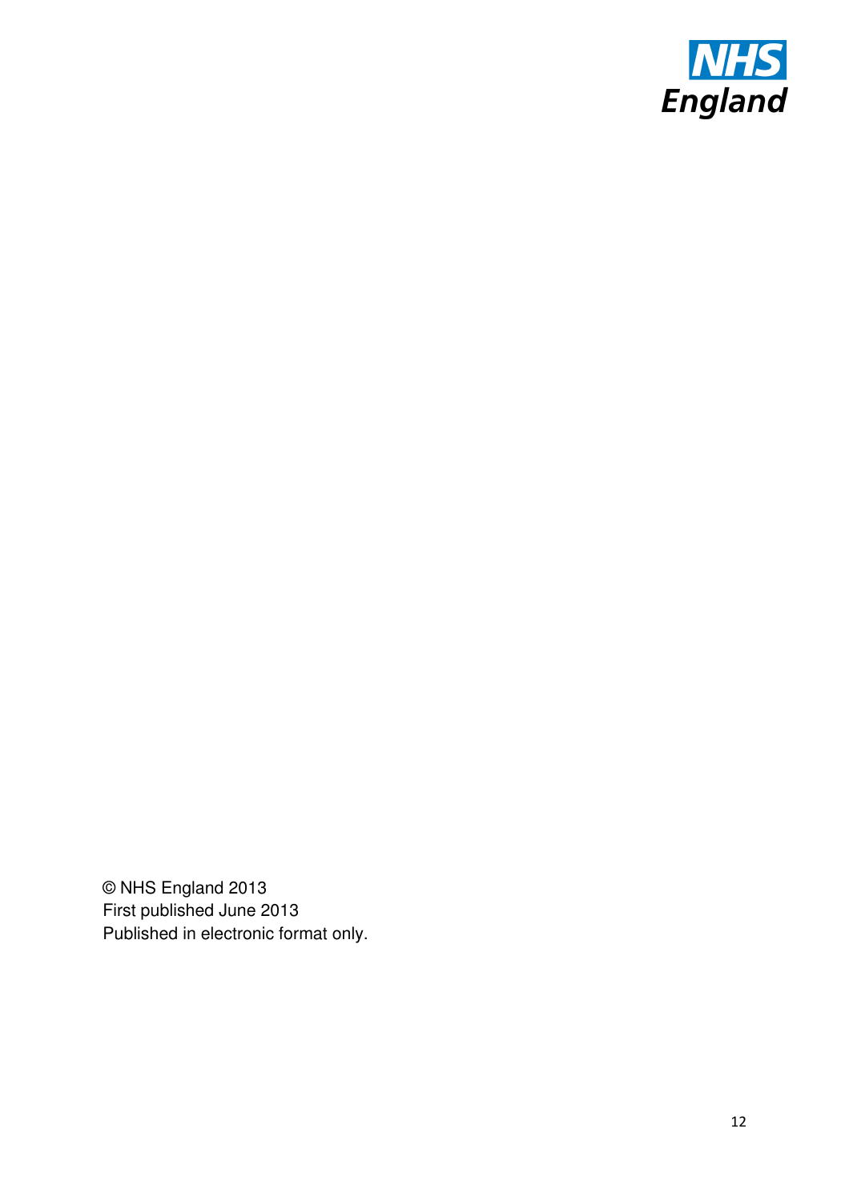NHS England

© NHS England 2013
First published June 2013
Published in electronic format only.